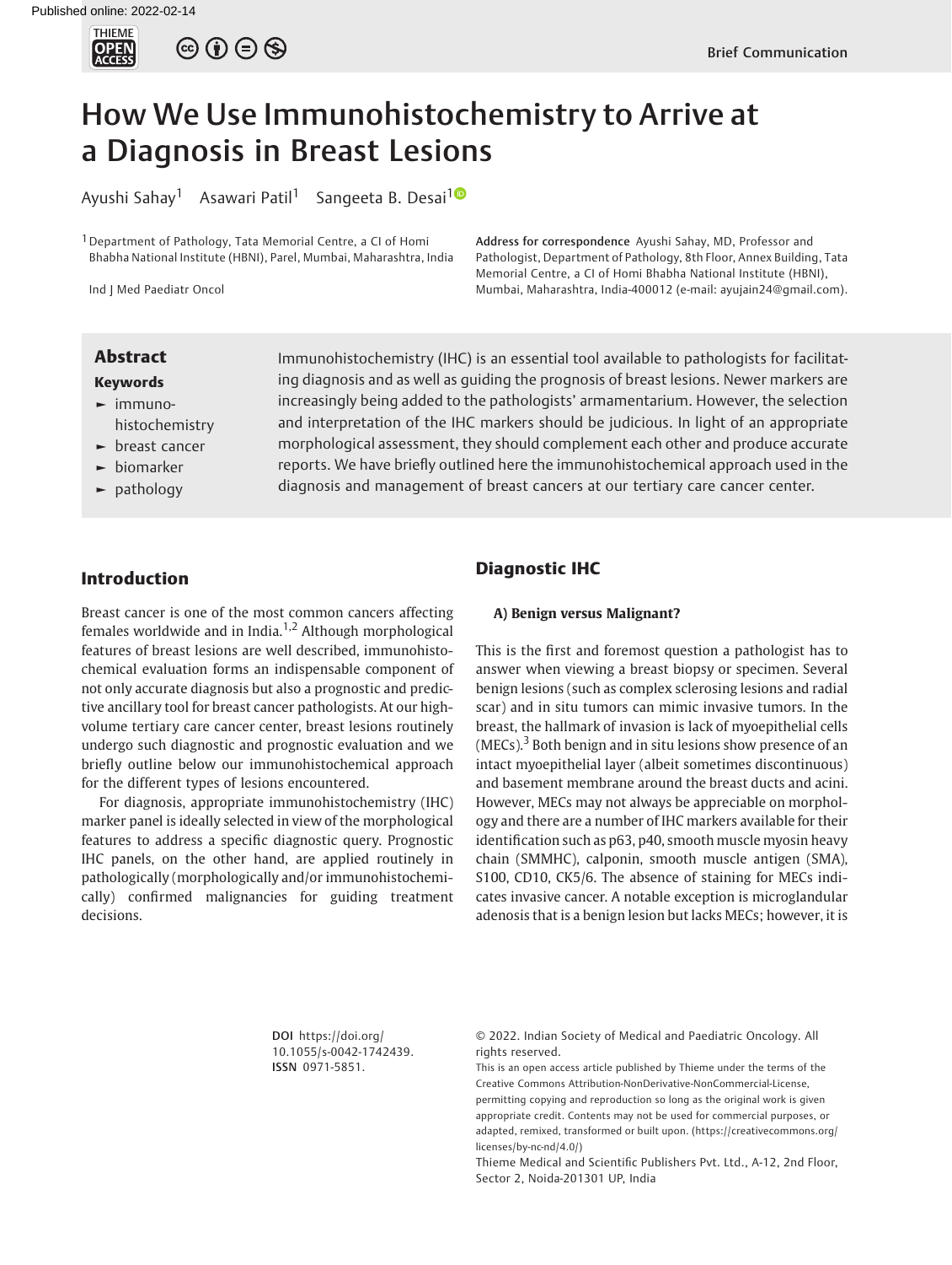Brief Communication

# How We Use Immunohistochemistry to Arrive at a Diagnosis in Breast Lesions

Ayushi Sahay[1] Asawari Patil[1] Sangeeta B. Desai[1]

[1] Department of Pathology, Tata Memorial Centre, a CI of Homi Bhabha National Institute (HBNI), Parel, Mumbai, Maharashtra, India

Ind J Med Paediatr Oncol

**Address for correspondence** Ayushi Sahay, MD, Professor and Pathologist, Department of Pathology, 8th Floor, Annex Building, Tata Memorial Centre, a CI of Homi Bhabha National Institute (HBNI), Mumbai, Maharashtra, India-400012 (e-mail: ayujain24@gmail.com).

## Abstract

Immunohistochemistry (IHC) is an essential tool available to pathologists for facilitating diagnosis and as well as guiding the prognosis of breast lesions. Newer markers are increasingly being added to the pathologists' armamentarium. However, the selection and interpretation of the IHC markers should be judicious. In light of an appropriate morphological assessment, they should complement each other and produce accurate reports. We have briefly outlined here the immunohistochemical approach used in the diagnosis and management of breast cancers at our tertiary care cancer center.

**Keywords**
- immuno-histochemistry
- breast cancer
- biomarker
- pathology

## Introduction

Breast cancer is one of the most common cancers affecting females worldwide and in India.[1,2] Although morphological features of breast lesions are well described, immunohistochemical evaluation forms an indispensable component of not only accurate diagnosis but also a prognostic and predictive ancillary tool for breast cancer pathologists. At our high-volume tertiary care cancer center, breast lesions routinely undergo such diagnostic and prognostic evaluation and we briefly outline below our immunohistochemical approach for the different types of lesions encountered.

For diagnosis, appropriate immunohistochemistry (IHC) marker panel is ideally selected in view of the morphological features to address a specific diagnostic query. Prognostic IHC panels, on the other hand, are applied routinely in pathologically (morphologically and/or immunohistochemically) confirmed malignancies for guiding treatment decisions.

## Diagnostic IHC

### A) Benign versus Malignant?

This is the first and foremost question a pathologist has to answer when viewing a breast biopsy or specimen. Several benign lesions (such as complex sclerosing lesions and radial scar) and in situ tumors can mimic invasive tumors. In the breast, the hallmark of invasion is lack of myoepithelial cells (MECs).[3] Both benign and in situ lesions show presence of an intact myoepithelial layer (albeit sometimes discontinuous) and basement membrane around the breast ducts and acini. However, MECs may not always be appreciable on morphology and there are a number of IHC markers available for their identification such as p63, p40, smooth muscle myosin heavy chain (SMMHC), calponin, smooth muscle antigen (SMA), S100, CD10, CK5/6. The absence of staining for MECs indicates invasive cancer. A notable exception is microglandular adenosis that is a benign lesion but lacks MECs; however, it is

**DOI** https://doi.org/10.1055/s-0042-1742439.
**ISSN** 0971-5851.

© 2022. Indian Society of Medical and Paediatric Oncology. All rights reserved.
This is an open access article published by Thieme under the terms of the Creative Commons Attribution-NonDerivative-NonCommercial-License, permitting copying and reproduction so long as the original work is given appropriate credit. Contents may not be used for commercial purposes, or adapted, remixed, transformed or built upon. (https://creativecommons.org/licenses/by-nc-nd/4.0/)
Thieme Medical and Scientific Publishers Pvt. Ltd., A-12, 2nd Floor, Sector 2, Noida-201301 UP, India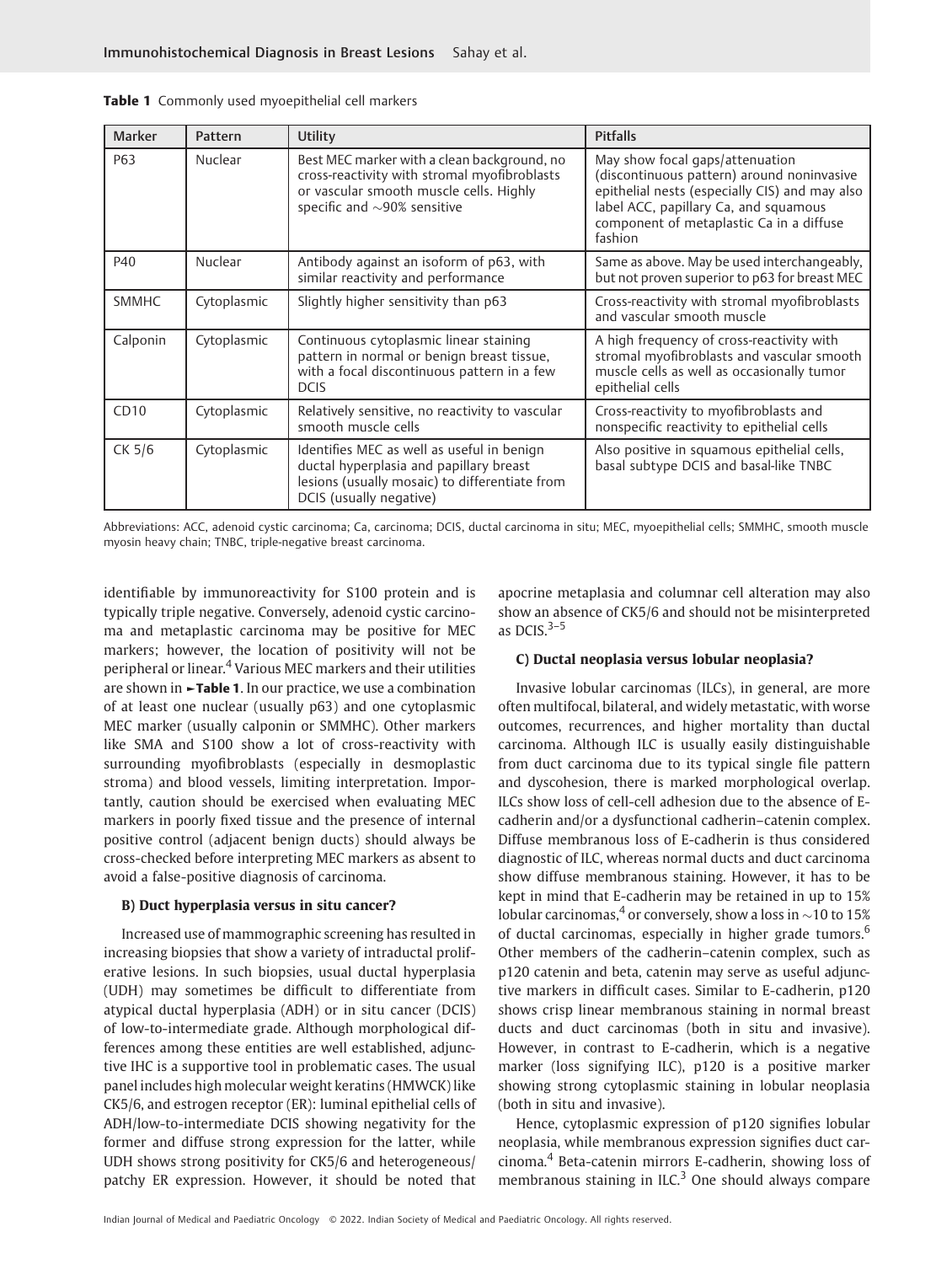**Table 1** Commonly used myoepithelial cell markers

| Marker | Pattern | Utility | Pitfalls |
|---|---|---|---|
| P63 | Nuclear | Best MEC marker with a clean background, no cross-reactivity with stromal myofibroblasts or vascular smooth muscle cells. Highly specific and ~90% sensitive | May show focal gaps/attenuation (discontinuous pattern) around noninvasive epithelial nests (especially CIS) and may also label ACC, papillary Ca, and squamous component of metaplastic Ca in a diffuse fashion |
| P40 | Nuclear | Antibody against an isoform of p63, with similar reactivity and performance | Same as above. May be used interchangeably, but not proven superior to p63 for breast MEC |
| SMMHC | Cytoplasmic | Slightly higher sensitivity than p63 | Cross-reactivity with stromal myofibroblasts and vascular smooth muscle |
| Calponin | Cytoplasmic | Continuous cytoplasmic linear staining pattern in normal or benign breast tissue, with a focal discontinuous pattern in a few DCIS | A high frequency of cross-reactivity with stromal myofibroblasts and vascular smooth muscle cells as well as occasionally tumor epithelial cells |
| CD10 | Cytoplasmic | Relatively sensitive, no reactivity to vascular smooth muscle cells | Cross-reactivity to myofibroblasts and nonspecific reactivity to epithelial cells |
| CK 5/6 | Cytoplasmic | Identifies MEC as well as useful in benign ductal hyperplasia and papillary breast lesions (usually mosaic) to differentiate from DCIS (usually negative) | Also positive in squamous epithelial cells, basal subtype DCIS and basal-like TNBC |

Abbreviations: ACC, adenoid cystic carcinoma; Ca, carcinoma; DCIS, ductal carcinoma in situ; MEC, myoepithelial cells; SMMHC, smooth muscle myosin heavy chain; TNBC, triple-negative breast carcinoma.

identifiable by immunoreactivity for S100 protein and is typically triple negative. Conversely, adenoid cystic carcinoma and metaplastic carcinoma may be positive for MEC markers; however, the location of positivity will not be peripheral or linear.[4] Various MEC markers and their utilities are shown in ►**Table 1**. In our practice, we use a combination of at least one nuclear (usually p63) and one cytoplasmic MEC marker (usually calponin or SMMHC). Other markers like SMA and S100 show a lot of cross-reactivity with surrounding myofibroblasts (especially in desmoplastic stroma) and blood vessels, limiting interpretation. Importantly, caution should be exercised when evaluating MEC markers in poorly fixed tissue and the presence of internal positive control (adjacent benign ducts) should always be cross-checked before interpreting MEC markers as absent to avoid a false-positive diagnosis of carcinoma.

#### B) Duct hyperplasia versus in situ cancer?

Increased use of mammographic screening has resulted in increasing biopsies that show a variety of intraductal proliferative lesions. In such biopsies, usual ductal hyperplasia (UDH) may sometimes be difficult to differentiate from atypical ductal hyperplasia (ADH) or in situ cancer (DCIS) of low-to-intermediate grade. Although morphological differences among these entities are well established, adjunctive IHC is a supportive tool in problematic cases. The usual panel includes high molecular weight keratins (HMWCK) like CK5/6, and estrogen receptor (ER): luminal epithelial cells of ADH/low-to-intermediate DCIS showing negativity for the former and diffuse strong expression for the latter, while UDH shows strong positivity for CK5/6 and heterogeneous/patchy ER expression. However, it should be noted that apocrine metaplasia and columnar cell alteration may also show an absence of CK5/6 and should not be misinterpreted as DCIS.[3–5]

#### C) Ductal neoplasia versus lobular neoplasia?

Invasive lobular carcinomas (ILCs), in general, are more often multifocal, bilateral, and widely metastatic, with worse outcomes, recurrences, and higher mortality than ductal carcinoma. Although ILC is usually easily distinguishable from duct carcinoma due to its typical single file pattern and dyscohesion, there is marked morphological overlap. ILCs show loss of cell-cell adhesion due to the absence of E-cadherin and/or a dysfunctional cadherin–catenin complex. Diffuse membranous loss of E-cadherin is thus considered diagnostic of ILC, whereas normal ducts and duct carcinoma show diffuse membranous staining. However, it has to be kept in mind that E-cadherin may be retained in up to 15% lobular carcinomas,[4] or conversely, show a loss in ~10 to 15% of ductal carcinomas, especially in higher grade tumors.[6] Other members of the cadherin–catenin complex, such as p120 catenin and beta, catenin may serve as useful adjunctive markers in difficult cases. Similar to E-cadherin, p120 shows crisp linear membranous staining in normal breast ducts and duct carcinomas (both in situ and invasive). However, in contrast to E-cadherin, which is a negative marker (loss signifying ILC), p120 is a positive marker showing strong cytoplasmic staining in lobular neoplasia (both in situ and invasive).

Hence, cytoplasmic expression of p120 signifies lobular neoplasia, while membranous expression signifies duct carcinoma.[4] Beta-catenin mirrors E-cadherin, showing loss of membranous staining in ILC.[3] One should always compare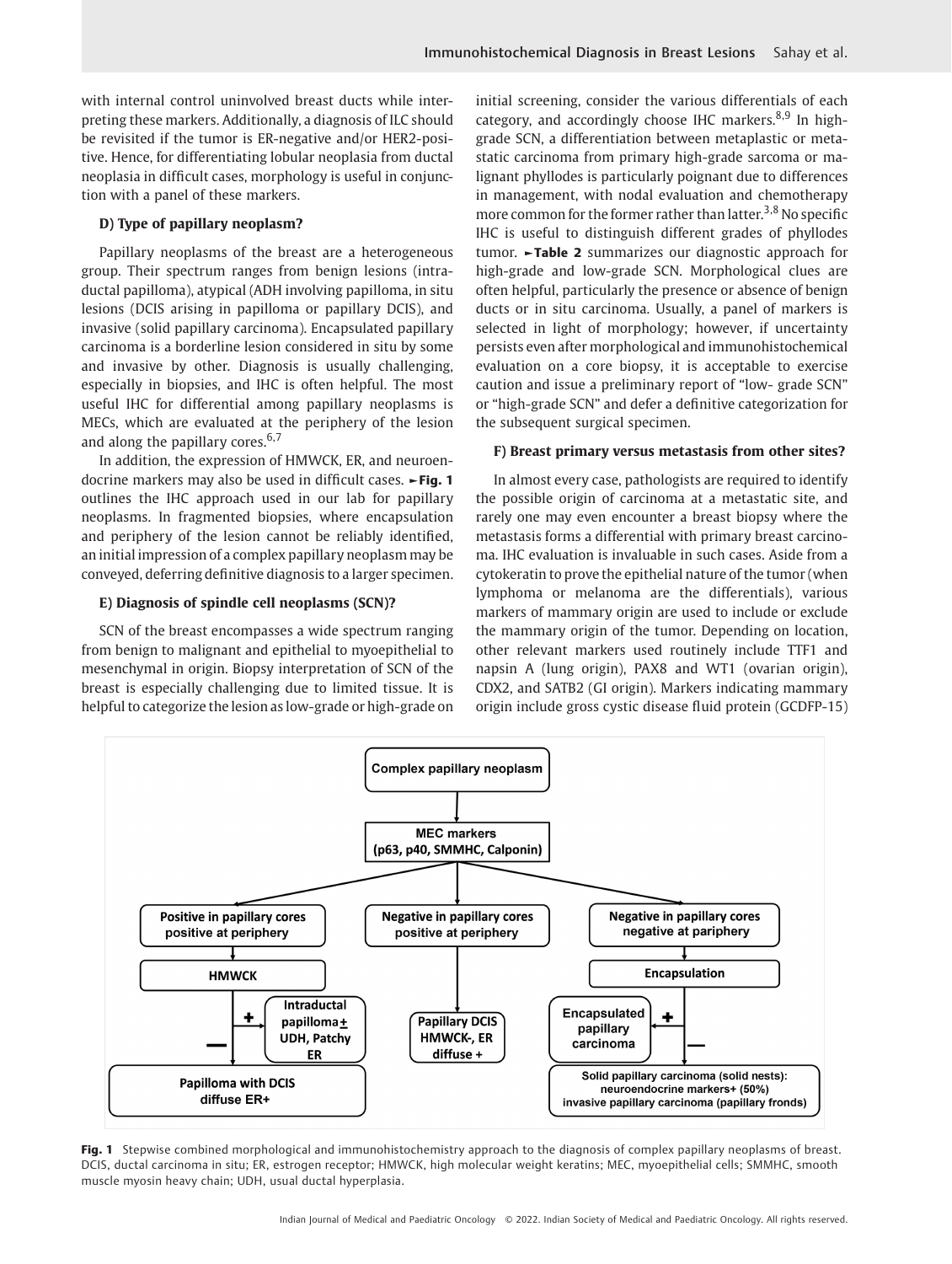with internal control uninvolved breast ducts while interpreting these markers. Additionally, a diagnosis of ILC should be revisited if the tumor is ER-negative and/or HER2-positive. Hence, for differentiating lobular neoplasia from ductal neoplasia in difficult cases, morphology is useful in conjunction with a panel of these markers.

### D) Type of papillary neoplasm?

Papillary neoplasms of the breast are a heterogeneous group. Their spectrum ranges from benign lesions (intraductal papilloma), atypical (ADH involving papilloma, in situ lesions (DCIS arising in papilloma or papillary DCIS), and invasive (solid papillary carcinoma). Encapsulated papillary carcinoma is a borderline lesion considered in situ by some and invasive by other. Diagnosis is usually challenging, especially in biopsies, and IHC is often helpful. The most useful IHC for differential among papillary neoplasms is MECs, which are evaluated at the periphery of the lesion and along the papillary cores.[6,7]

In addition, the expression of HMWCK, ER, and neuroendocrine markers may also be used in difficult cases. ►**Fig. 1** outlines the IHC approach used in our lab for papillary neoplasms. In fragmented biopsies, where encapsulation and periphery of the lesion cannot be reliably identified, an initial impression of a complex papillary neoplasm may be conveyed, deferring definitive diagnosis to a larger specimen.

### E) Diagnosis of spindle cell neoplasms (SCN)?

SCN of the breast encompasses a wide spectrum ranging from benign to malignant and epithelial to myoepithelial to mesenchymal in origin. Biopsy interpretation of SCN of the breast is especially challenging due to limited tissue. It is helpful to categorize the lesion as low-grade or high-grade on initial screening, consider the various differentials of each category, and accordingly choose IHC markers.[8,9] In high-grade SCN, a differentiation between metaplastic or metastatic carcinoma from primary high-grade sarcoma or malignant phyllodes is particularly poignant due to differences in management, with nodal evaluation and chemotherapy more common for the former rather than latter.[3,8] No specific IHC is useful to distinguish different grades of phyllodes tumor. ►**Table 2** summarizes our diagnostic approach for high-grade and low-grade SCN. Morphological clues are often helpful, particularly the presence or absence of benign ducts or in situ carcinoma. Usually, a panel of markers is selected in light of morphology; however, if uncertainty persists even after morphological and immunohistochemical evaluation on a core biopsy, it is acceptable to exercise caution and issue a preliminary report of "low- grade SCN" or "high-grade SCN" and defer a definitive categorization for the subsequent surgical specimen.

### F) Breast primary versus metastasis from other sites?

In almost every case, pathologists are required to identify the possible origin of carcinoma at a metastatic site, and rarely one may even encounter a breast biopsy where the metastasis forms a differential with primary breast carcinoma. IHC evaluation is invaluable in such cases. Aside from a cytokeratin to prove the epithelial nature of the tumor (when lymphoma or melanoma are the differentials), various markers of mammary origin are used to include or exclude the mammary origin of the tumor. Depending on location, other relevant markers used routinely include TTF1 and napsin A (lung origin), PAX8 and WT1 (ovarian origin), CDX2, and SATB2 (GI origin). Markers indicating mammary origin include gross cystic disease fluid protein (GCDFP-15)

Complex papillary neoplasm → MEC markers (p63, p40, SMMHC, Calponin)

- Positive in papillary cores, positive at periphery → HMWCK
  - + → Intraductal papilloma ± UDH, Patchy ER
  - — → Papilloma with DCIS diffuse ER+
- Negative in papillary cores, positive at periphery → Papillary DCIS HMWCK-, ER diffuse +
- Negative in papillary cores, negative at pariphery → Encapsulation
  - + → Encapsulated papillary carcinoma
  - — → Solid papillary carcinoma (solid nests): neuroendocrine markers+ (50%) invasive papillary carcinoma (papillary fronds)

**Fig. 1** Stepwise combined morphological and immunohistochemistry approach to the diagnosis of complex papillary neoplasms of breast. DCIS, ductal carcinoma in situ; ER, estrogen receptor; HMWCK, high molecular weight keratins; MEC, myoepithelial cells; SMMHC, smooth muscle myosin heavy chain; UDH, usual ductal hyperplasia.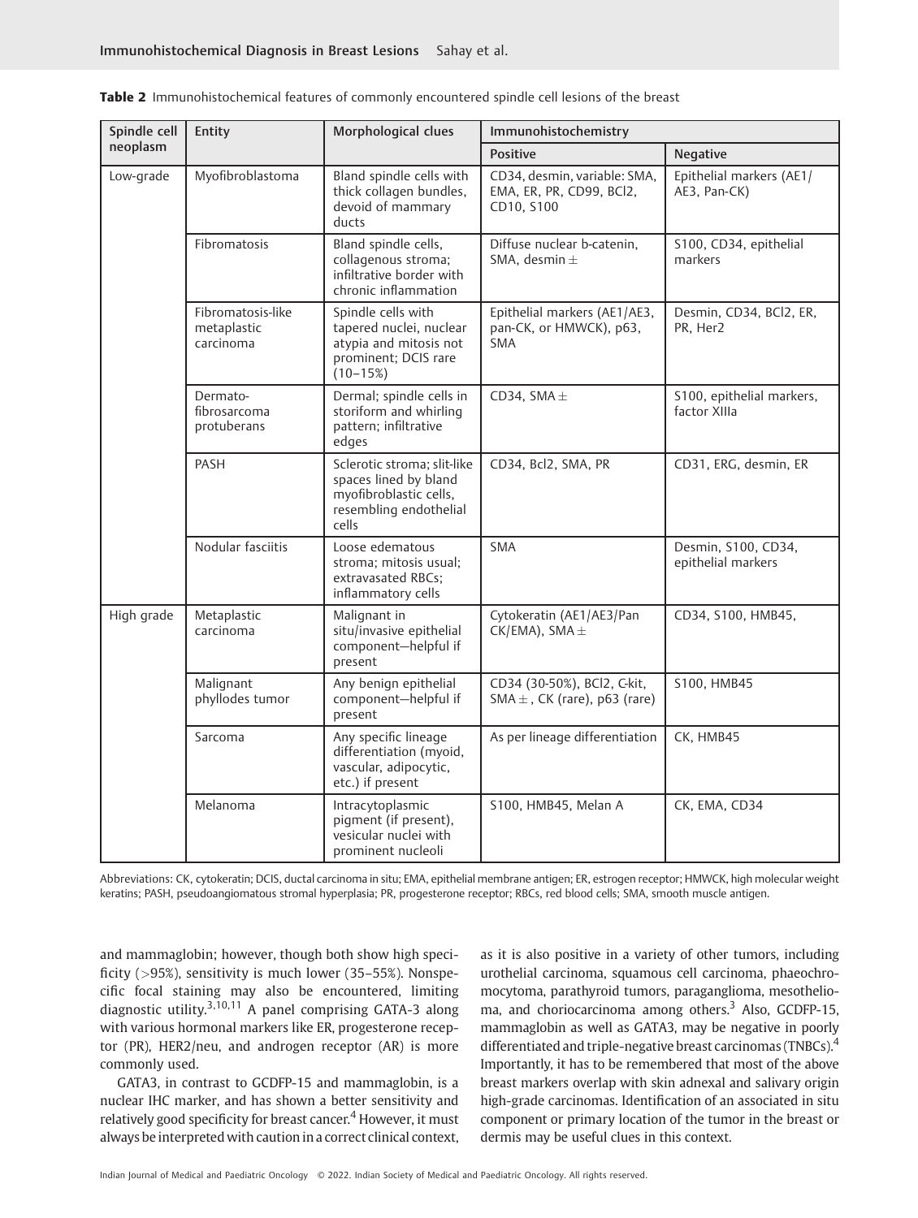**Table 2** Immunohistochemical features of commonly encountered spindle cell lesions of the breast

| Spindle cell neoplasm | Entity | Morphological clues | Immunohistochemistry | |
|---|---|---|---|---|
| | | | Positive | Negative |
| Low-grade | Myofibroblastoma | Bland spindle cells with thick collagen bundles, devoid of mammary ducts | CD34, desmin, variable: SMA, EMA, ER, PR, CD99, BCl2, CD10, S100 | Epithelial markers (AE1/AE3, Pan-CK) |
| | Fibromatosis | Bland spindle cells, collagenous stroma; infiltrative border with chronic inflammation | Diffuse nuclear b-catenin, SMA, desmin ± | S100, CD34, epithelial markers |
| | Fibromatosis-like metaplastic carcinoma | Spindle cells with tapered nuclei, nuclear atypia and mitosis not prominent; DCIS rare (10–15%) | Epithelial markers (AE1/AE3, pan-CK, or HMWCK), p63, SMA | Desmin, CD34, BCl2, ER, PR, Her2 |
| | Dermato-fibrosarcoma protuberans | Dermal; spindle cells in storiform and whirling pattern; infiltrative edges | CD34, SMA ± | S100, epithelial markers, factor XIIIa |
| | PASH | Sclerotic stroma; slit-like spaces lined by bland myofibroblastic cells, resembling endothelial cells | CD34, Bcl2, SMA, PR | CD31, ERG, desmin, ER |
| | Nodular fasciitis | Loose edematous stroma; mitosis usual; extravasated RBCs; inflammatory cells | SMA | Desmin, S100, CD34, epithelial markers |
| High grade | Metaplastic carcinoma | Malignant in situ/invasive epithelial component—helpful if present | Cytokeratin (AE1/AE3/Pan CK/EMA), SMA ± | CD34, S100, HMB45, |
| | Malignant phyllodes tumor | Any benign epithelial component—helpful if present | CD34 (30-50%), BCl2, C-kit, SMA ±, CK (rare), p63 (rare) | S100, HMB45 |
| | Sarcoma | Any specific lineage differentiation (myoid, vascular, adipocytic, etc.) if present | As per lineage differentiation | CK, HMB45 |
| | Melanoma | Intracytoplasmic pigment (if present), vesicular nuclei with prominent nucleoli | S100, HMB45, Melan A | CK, EMA, CD34 |

Abbreviations: CK, cytokeratin; DCIS, ductal carcinoma in situ; EMA, epithelial membrane antigen; ER, estrogen receptor; HMWCK, high molecular weight keratins; PASH, pseudoangiomatous stromal hyperplasia; PR, progesterone receptor; RBCs, red blood cells; SMA, smooth muscle antigen.

and mammaglobin; however, though both show high specificity (>95%), sensitivity is much lower (35–55%). Nonspecific focal staining may also be encountered, limiting diagnostic utility.[3,10,11] A panel comprising GATA-3 along with various hormonal markers like ER, progesterone receptor (PR), HER2/neu, and androgen receptor (AR) is more commonly used.

GATA3, in contrast to GCDFP-15 and mammaglobin, is a nuclear IHC marker, and has shown a better sensitivity and relatively good specificity for breast cancer.[4] However, it must always be interpreted with caution in a correct clinical context, as it is also positive in a variety of other tumors, including urothelial carcinoma, squamous cell carcinoma, phaeochromocytoma, parathyroid tumors, paraganglioma, mesothelioma, and choriocarcinoma among others.[3] Also, GCDFP-15, mammaglobin as well as GATA3, may be negative in poorly differentiated and triple-negative breast carcinomas (TNBCs).[4] Importantly, it has to be remembered that most of the above breast markers overlap with skin adnexal and salivary origin high-grade carcinomas. Identification of an associated in situ component or primary location of the tumor in the breast or dermis may be useful clues in this context.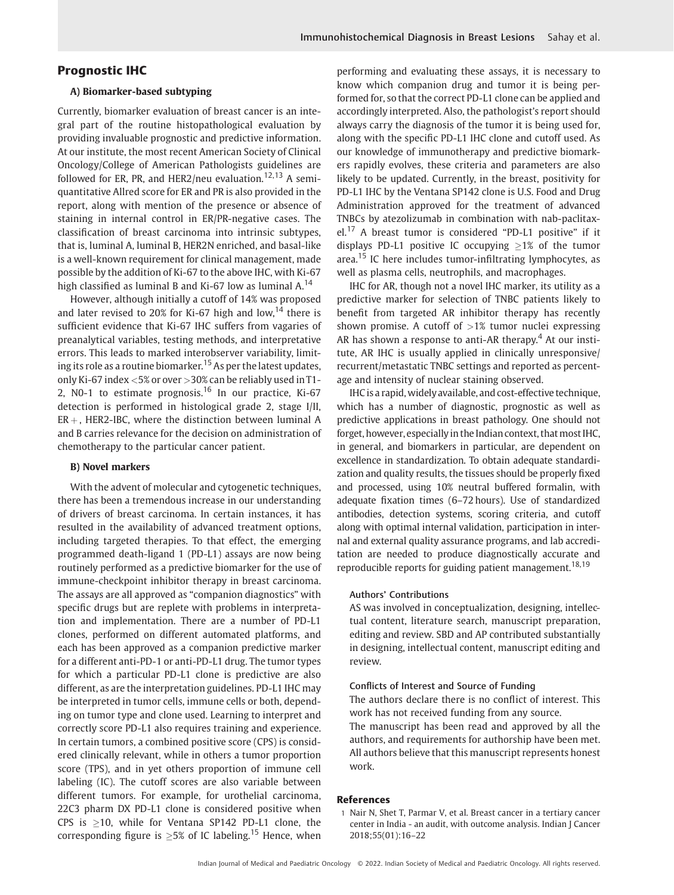## Prognostic IHC

### A) Biomarker-based subtyping

Currently, biomarker evaluation of breast cancer is an integral part of the routine histopathological evaluation by providing invaluable prognostic and predictive information. At our institute, the most recent American Society of Clinical Oncology/College of American Pathologists guidelines are followed for ER, PR, and HER2/neu evaluation.[12,13] A semi-quantitative Allred score for ER and PR is also provided in the report, along with mention of the presence or absence of staining in internal control in ER/PR-negative cases. The classification of breast carcinoma into intrinsic subtypes, that is, luminal A, luminal B, HER2N enriched, and basal-like is a well-known requirement for clinical management, made possible by the addition of Ki-67 to the above IHC, with Ki-67 high classified as luminal B and Ki-67 low as luminal A.[14]

However, although initially a cutoff of 14% was proposed and later revised to 20% for Ki-67 high and low,[14] there is sufficient evidence that Ki-67 IHC suffers from vagaries of preanalytical variables, testing methods, and interpretative errors. This leads to marked interobserver variability, limiting its role as a routine biomarker.[15] As per the latest updates, only Ki-67 index <5% or over >30% can be reliably used in T1-2, N0-1 to estimate prognosis.[16] In our practice, Ki-67 detection is performed in histological grade 2, stage I/II, ER+, HER2-IBC, where the distinction between luminal A and B carries relevance for the decision on administration of chemotherapy to the particular cancer patient.

### B) Novel markers

With the advent of molecular and cytogenetic techniques, there has been a tremendous increase in our understanding of drivers of breast carcinoma. In certain instances, it has resulted in the availability of advanced treatment options, including targeted therapies. To that effect, the emerging programmed death-ligand 1 (PD-L1) assays are now being routinely performed as a predictive biomarker for the use of immune-checkpoint inhibitor therapy in breast carcinoma. The assays are all approved as "companion diagnostics" with specific drugs but are replete with problems in interpretation and implementation. There are a number of PD-L1 clones, performed on different automated platforms, and each has been approved as a companion predictive marker for a different anti-PD-1 or anti-PD-L1 drug. The tumor types for which a particular PD-L1 clone is predictive are also different, as are the interpretation guidelines. PD-L1 IHC may be interpreted in tumor cells, immune cells or both, depending on tumor type and clone used. Learning to interpret and correctly score PD-L1 also requires training and experience. In certain tumors, a combined positive score (CPS) is considered clinically relevant, while in others a tumor proportion score (TPS), and in yet others proportion of immune cell labeling (IC). The cutoff scores are also variable between different tumors. For example, for urothelial carcinoma, 22C3 pharm DX PD-L1 clone is considered positive when CPS is ≥10, while for Ventana SP142 PD-L1 clone, the corresponding figure is ≥5% of IC labeling.[15] Hence, when performing and evaluating these assays, it is necessary to know which companion drug and tumor it is being performed for, so that the correct PD-L1 clone can be applied and accordingly interpreted. Also, the pathologist's report should always carry the diagnosis of the tumor it is being used for, along with the specific PD-L1 IHC clone and cutoff used. As our knowledge of immunotherapy and predictive biomarkers rapidly evolves, these criteria and parameters are also likely to be updated. Currently, in the breast, positivity for PD-L1 IHC by the Ventana SP142 clone is U.S. Food and Drug Administration approved for the treatment of advanced TNBCs by atezolizumab in combination with nab-paclitaxel.[17] A breast tumor is considered "PD-L1 positive" if it displays PD-L1 positive IC occupying ≥1% of the tumor area.[15] IC here includes tumor-infiltrating lymphocytes, as well as plasma cells, neutrophils, and macrophages.

IHC for AR, though not a novel IHC marker, its utility as a predictive marker for selection of TNBC patients likely to benefit from targeted AR inhibitor therapy has recently shown promise. A cutoff of >1% tumor nuclei expressing AR has shown a response to anti-AR therapy.[4] At our institute, AR IHC is usually applied in clinically unresponsive/recurrent/metastatic TNBC settings and reported as percentage and intensity of nuclear staining observed.

IHC is a rapid, widely available, and cost-effective technique, which has a number of diagnostic, prognostic as well as predictive applications in breast pathology. One should not forget, however, especially in the Indian context, that most IHC, in general, and biomarkers in particular, are dependent on excellence in standardization. To obtain adequate standardization and quality results, the tissues should be properly fixed and processed, using 10% neutral buffered formalin, with adequate fixation times (6–72 hours). Use of standardized antibodies, detection systems, scoring criteria, and cutoff along with optimal internal validation, participation in internal and external quality assurance programs, and lab accreditation are needed to produce diagnostically accurate and reproducible reports for guiding patient management.[18,19]

#### Authors' Contributions

AS was involved in conceptualization, designing, intellectual content, literature search, manuscript preparation, editing and review. SBD and AP contributed substantially in designing, intellectual content, manuscript editing and review.

#### Conflicts of Interest and Source of Funding

The authors declare there is no conflict of interest. This work has not received funding from any source.

The manuscript has been read and approved by all the authors, and requirements for authorship have been met. All authors believe that this manuscript represents honest work.

## References

1 Nair N, Shet T, Parmar V, et al. Breast cancer in a tertiary cancer center in India - an audit, with outcome analysis. Indian J Cancer 2018;55(01):16–22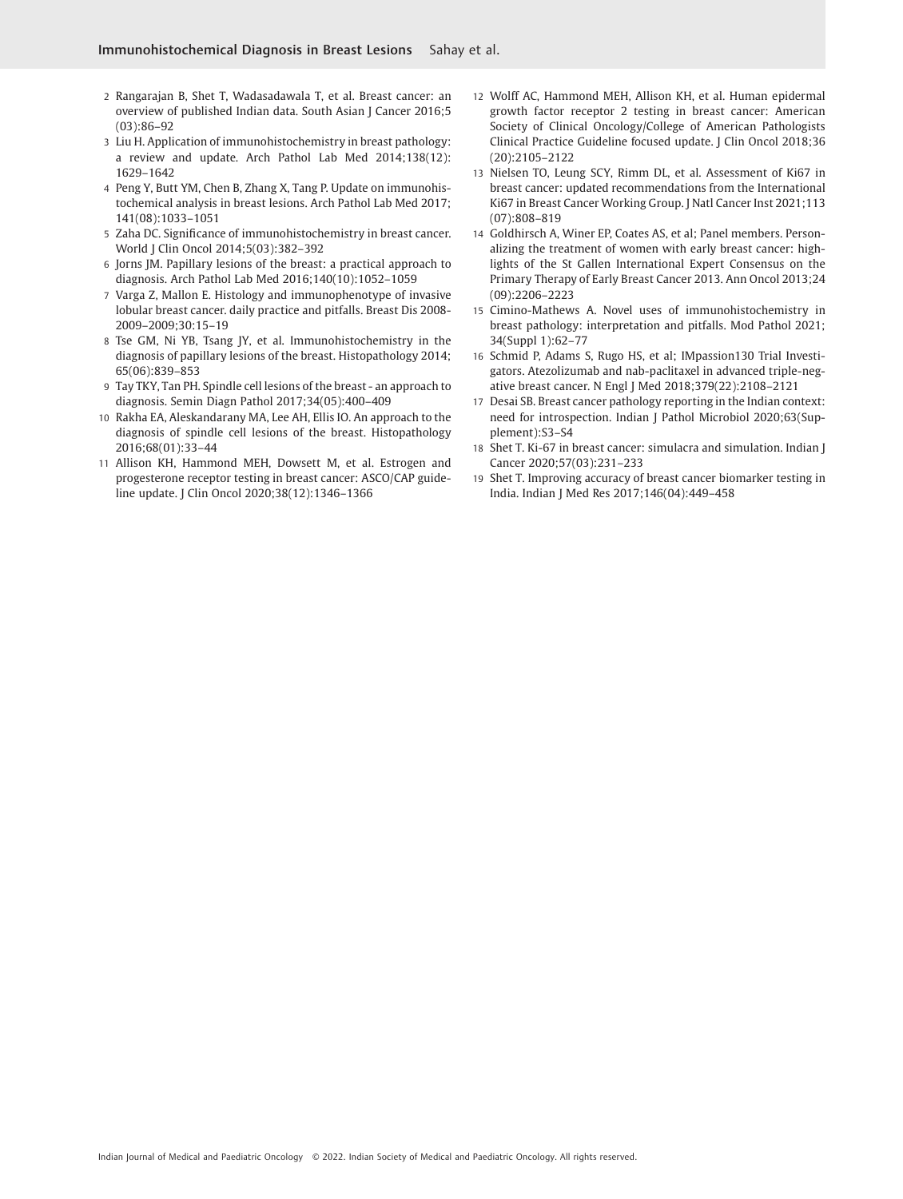2 Rangarajan B, Shet T, Wadasadawala T, et al. Breast cancer: an overview of published Indian data. South Asian J Cancer 2016;5 (03):86–92
3 Liu H. Application of immunohistochemistry in breast pathology: a review and update. Arch Pathol Lab Med 2014;138(12): 1629–1642
4 Peng Y, Butt YM, Chen B, Zhang X, Tang P. Update on immunohistochemical analysis in breast lesions. Arch Pathol Lab Med 2017; 141(08):1033–1051
5 Zaha DC. Significance of immunohistochemistry in breast cancer. World J Clin Oncol 2014;5(03):382–392
6 Jorns JM. Papillary lesions of the breast: a practical approach to diagnosis. Arch Pathol Lab Med 2016;140(10):1052–1059
7 Varga Z, Mallon E. Histology and immunophenotype of invasive lobular breast cancer. daily practice and pitfalls. Breast Dis 2008-2009–2009;30:15–19
8 Tse GM, Ni YB, Tsang JY, et al. Immunohistochemistry in the diagnosis of papillary lesions of the breast. Histopathology 2014; 65(06):839–853
9 Tay TKY, Tan PH. Spindle cell lesions of the breast - an approach to diagnosis. Semin Diagn Pathol 2017;34(05):400–409
10 Rakha EA, Aleskandarany MA, Lee AH, Ellis IO. An approach to the diagnosis of spindle cell lesions of the breast. Histopathology 2016;68(01):33–44
11 Allison KH, Hammond MEH, Dowsett M, et al. Estrogen and progesterone receptor testing in breast cancer: ASCO/CAP guideline update. J Clin Oncol 2020;38(12):1346–1366
12 Wolff AC, Hammond MEH, Allison KH, et al. Human epidermal growth factor receptor 2 testing in breast cancer: American Society of Clinical Oncology/College of American Pathologists Clinical Practice Guideline focused update. J Clin Oncol 2018;36 (20):2105–2122
13 Nielsen TO, Leung SCY, Rimm DL, et al. Assessment of Ki67 in breast cancer: updated recommendations from the International Ki67 in Breast Cancer Working Group. J Natl Cancer Inst 2021;113 (07):808–819
14 Goldhirsch A, Winer EP, Coates AS, et al; Panel members. Personalizing the treatment of women with early breast cancer: highlights of the St Gallen International Expert Consensus on the Primary Therapy of Early Breast Cancer 2013. Ann Oncol 2013;24 (09):2206–2223
15 Cimino-Mathews A. Novel uses of immunohistochemistry in breast pathology: interpretation and pitfalls. Mod Pathol 2021; 34(Suppl 1):62–77
16 Schmid P, Adams S, Rugo HS, et al; IMpassion130 Trial Investigators. Atezolizumab and nab-paclitaxel in advanced triple-negative breast cancer. N Engl J Med 2018;379(22):2108–2121
17 Desai SB. Breast cancer pathology reporting in the Indian context: need for introspection. Indian J Pathol Microbiol 2020;63(Supplement):S3–S4
18 Shet T. Ki-67 in breast cancer: simulacra and simulation. Indian J Cancer 2020;57(03):231–233
19 Shet T. Improving accuracy of breast cancer biomarker testing in India. Indian J Med Res 2017;146(04):449–458